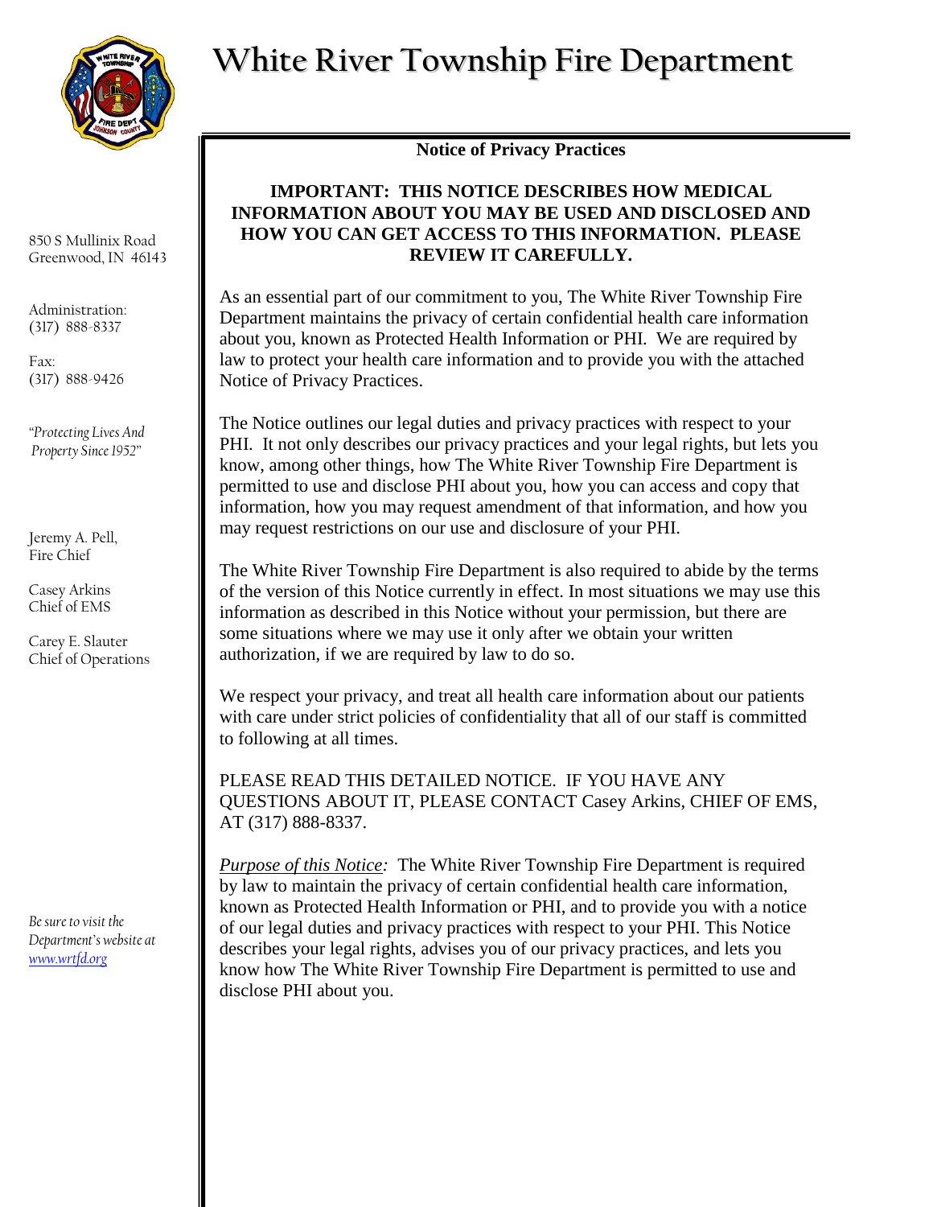# White River Township Fire Department

850 S Mullinix Road
Greenwood, IN 46143

Administration:
(317) 888-8337

Fax:
(317) 888-9426

*"Protecting Lives And Property Since 1952"*

Jeremy A. Pell,
Fire Chief

Casey Arkins
Chief of EMS

Carey E. Slauter
Chief of Operations

*Be sure to visit the Department's website at [www.wrtfd.org](http://www.wrtfd.org)*

## Notice of Privacy Practices

**IMPORTANT: THIS NOTICE DESCRIBES HOW MEDICAL INFORMATION ABOUT YOU MAY BE USED AND DISCLOSED AND HOW YOU CAN GET ACCESS TO THIS INFORMATION. PLEASE REVIEW IT CAREFULLY.**

As an essential part of our commitment to you, The White River Township Fire Department maintains the privacy of certain confidential health care information about you, known as Protected Health Information or PHI. We are required by law to protect your health care information and to provide you with the attached Notice of Privacy Practices.

The Notice outlines our legal duties and privacy practices with respect to your PHI. It not only describes our privacy practices and your legal rights, but lets you know, among other things, how The White River Township Fire Department is permitted to use and disclose PHI about you, how you can access and copy that information, how you may request amendment of that information, and how you may request restrictions on our use and disclosure of your PHI.

The White River Township Fire Department is also required to abide by the terms of the version of this Notice currently in effect. In most situations we may use this information as described in this Notice without your permission, but there are some situations where we may use it only after we obtain your written authorization, if we are required by law to do so.

We respect your privacy, and treat all health care information about our patients with care under strict policies of confidentiality that all of our staff is committed to following at all times.

PLEASE READ THIS DETAILED NOTICE. IF YOU HAVE ANY QUESTIONS ABOUT IT, PLEASE CONTACT Casey Arkins, CHIEF OF EMS, AT (317) 888-8337.

*Purpose of this Notice:* The White River Township Fire Department is required by law to maintain the privacy of certain confidential health care information, known as Protected Health Information or PHI, and to provide you with a notice of our legal duties and privacy practices with respect to your PHI. This Notice describes your legal rights, advises you of our privacy practices, and lets you know how The White River Township Fire Department is permitted to use and disclose PHI about you.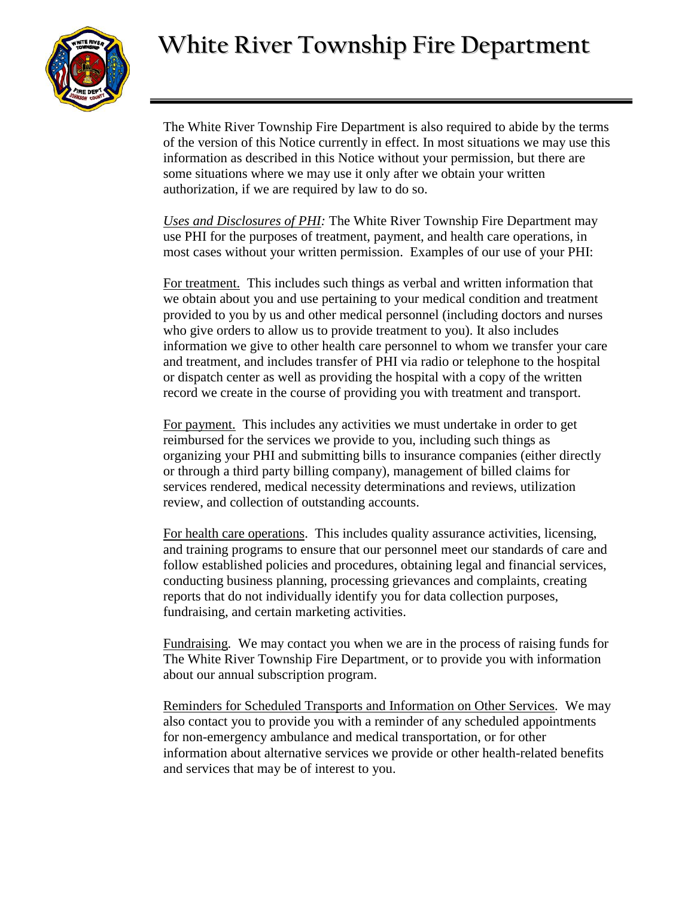The White River Township Fire Department is also required to abide by the terms of the version of this Notice currently in effect. In most situations we may use this information as described in this Notice without your permission, but there are some situations where we may use it only after we obtain your written authorization, if we are required by law to do so.

*Uses and Disclosures of PHI:* The White River Township Fire Department may use PHI for the purposes of treatment, payment, and health care operations, in most cases without your written permission. Examples of our use of your PHI:

For treatment. This includes such things as verbal and written information that we obtain about you and use pertaining to your medical condition and treatment provided to you by us and other medical personnel (including doctors and nurses who give orders to allow us to provide treatment to you). It also includes information we give to other health care personnel to whom we transfer your care and treatment, and includes transfer of PHI via radio or telephone to the hospital or dispatch center as well as providing the hospital with a copy of the written record we create in the course of providing you with treatment and transport.

For payment. This includes any activities we must undertake in order to get reimbursed for the services we provide to you, including such things as organizing your PHI and submitting bills to insurance companies (either directly or through a third party billing company), management of billed claims for services rendered, medical necessity determinations and reviews, utilization review, and collection of outstanding accounts.

For health care operations. This includes quality assurance activities, licensing, and training programs to ensure that our personnel meet our standards of care and follow established policies and procedures, obtaining legal and financial services, conducting business planning, processing grievances and complaints, creating reports that do not individually identify you for data collection purposes, fundraising, and certain marketing activities.

Fundraising. We may contact you when we are in the process of raising funds for The White River Township Fire Department, or to provide you with information about our annual subscription program.

Reminders for Scheduled Transports and Information on Other Services. We may also contact you to provide you with a reminder of any scheduled appointments for non-emergency ambulance and medical transportation, or for other information about alternative services we provide or other health-related benefits and services that may be of interest to you.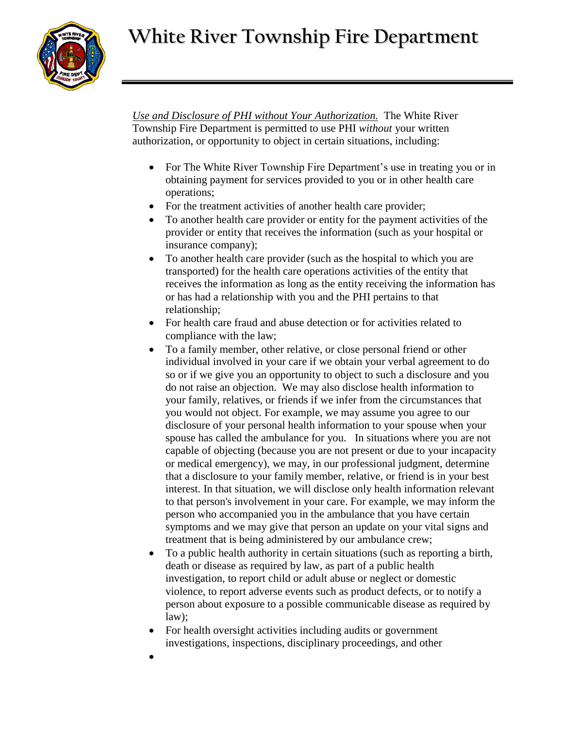*Use and Disclosure of PHI without Your Authorization.* The White River Township Fire Department is permitted to use PHI *without* your written authorization, or opportunity to object in certain situations, including:

- For The White River Township Fire Department's use in treating you or in obtaining payment for services provided to you or in other health care operations;
- For the treatment activities of another health care provider;
- To another health care provider or entity for the payment activities of the provider or entity that receives the information (such as your hospital or insurance company);
- To another health care provider (such as the hospital to which you are transported) for the health care operations activities of the entity that receives the information as long as the entity receiving the information has or has had a relationship with you and the PHI pertains to that relationship;
- For health care fraud and abuse detection or for activities related to compliance with the law;
- To a family member, other relative, or close personal friend or other individual involved in your care if we obtain your verbal agreement to do so or if we give you an opportunity to object to such a disclosure and you do not raise an objection. We may also disclose health information to your family, relatives, or friends if we infer from the circumstances that you would not object. For example, we may assume you agree to our disclosure of your personal health information to your spouse when your spouse has called the ambulance for you. In situations where you are not capable of objecting (because you are not present or due to your incapacity or medical emergency), we may, in our professional judgment, determine that a disclosure to your family member, relative, or friend is in your best interest. In that situation, we will disclose only health information relevant to that person's involvement in your care. For example, we may inform the person who accompanied you in the ambulance that you have certain symptoms and we may give that person an update on your vital signs and treatment that is being administered by our ambulance crew;
- To a public health authority in certain situations (such as reporting a birth, death or disease as required by law, as part of a public health investigation, to report child or adult abuse or neglect or domestic violence, to report adverse events such as product defects, or to notify a person about exposure to a possible communicable disease as required by law);
- For health oversight activities including audits or government investigations, inspections, disciplinary proceedings, and other
-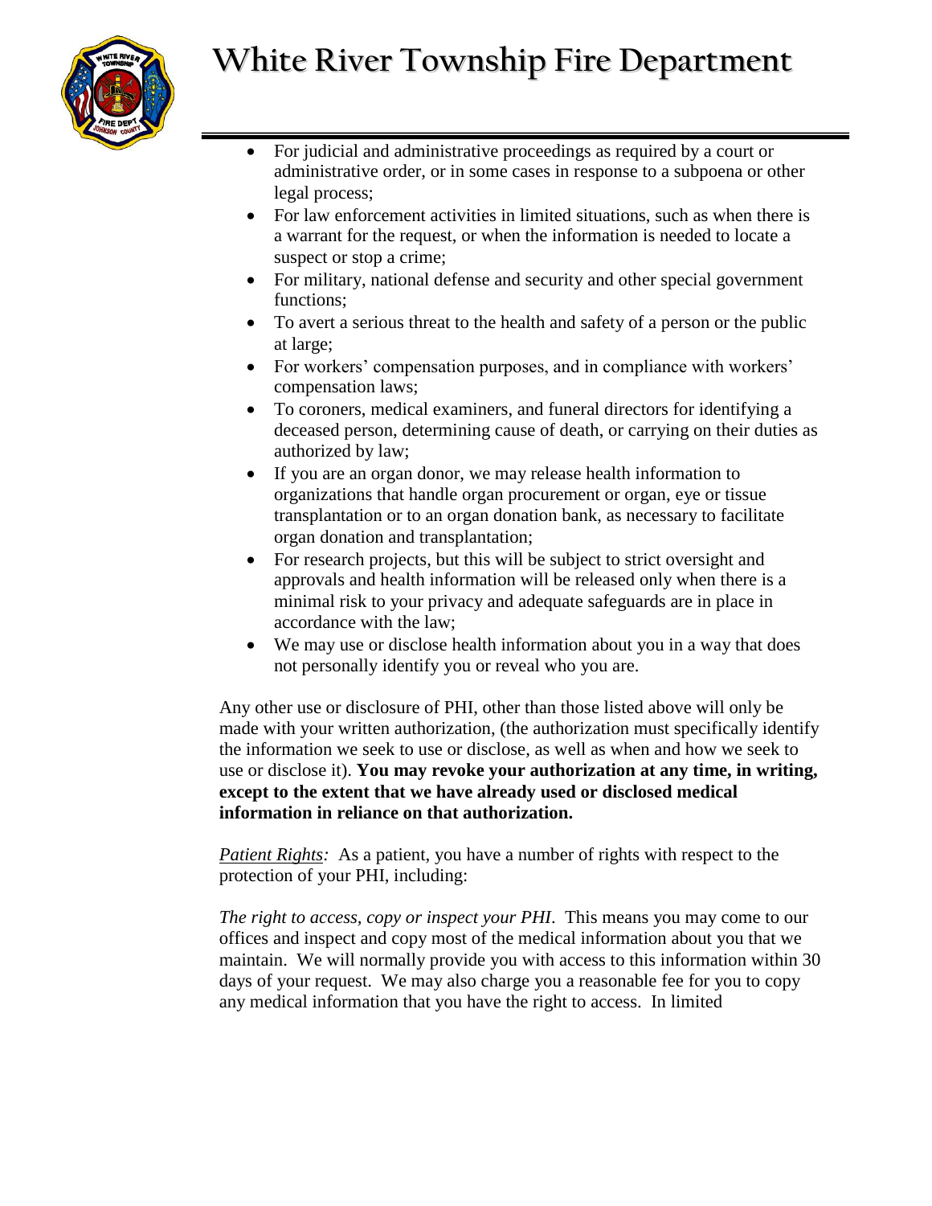- For judicial and administrative proceedings as required by a court or administrative order, or in some cases in response to a subpoena or other legal process;
- For law enforcement activities in limited situations, such as when there is a warrant for the request, or when the information is needed to locate a suspect or stop a crime;
- For military, national defense and security and other special government functions;
- To avert a serious threat to the health and safety of a person or the public at large;
- For workers' compensation purposes, and in compliance with workers' compensation laws;
- To coroners, medical examiners, and funeral directors for identifying a deceased person, determining cause of death, or carrying on their duties as authorized by law;
- If you are an organ donor, we may release health information to organizations that handle organ procurement or organ, eye or tissue transplantation or to an organ donation bank, as necessary to facilitate organ donation and transplantation;
- For research projects, but this will be subject to strict oversight and approvals and health information will be released only when there is a minimal risk to your privacy and adequate safeguards are in place in accordance with the law;
- We may use or disclose health information about you in a way that does not personally identify you or reveal who you are.

Any other use or disclosure of PHI, other than those listed above will only be made with your written authorization, (the authorization must specifically identify the information we seek to use or disclose, as well as when and how we seek to use or disclose it). **You may revoke your authorization at any time, in writing, except to the extent that we have already used or disclosed medical information in reliance on that authorization.**

*Patient Rights:* As a patient, you have a number of rights with respect to the protection of your PHI, including:

*The right to access, copy or inspect your PHI.* This means you may come to our offices and inspect and copy most of the medical information about you that we maintain. We will normally provide you with access to this information within 30 days of your request. We may also charge you a reasonable fee for you to copy any medical information that you have the right to access. In limited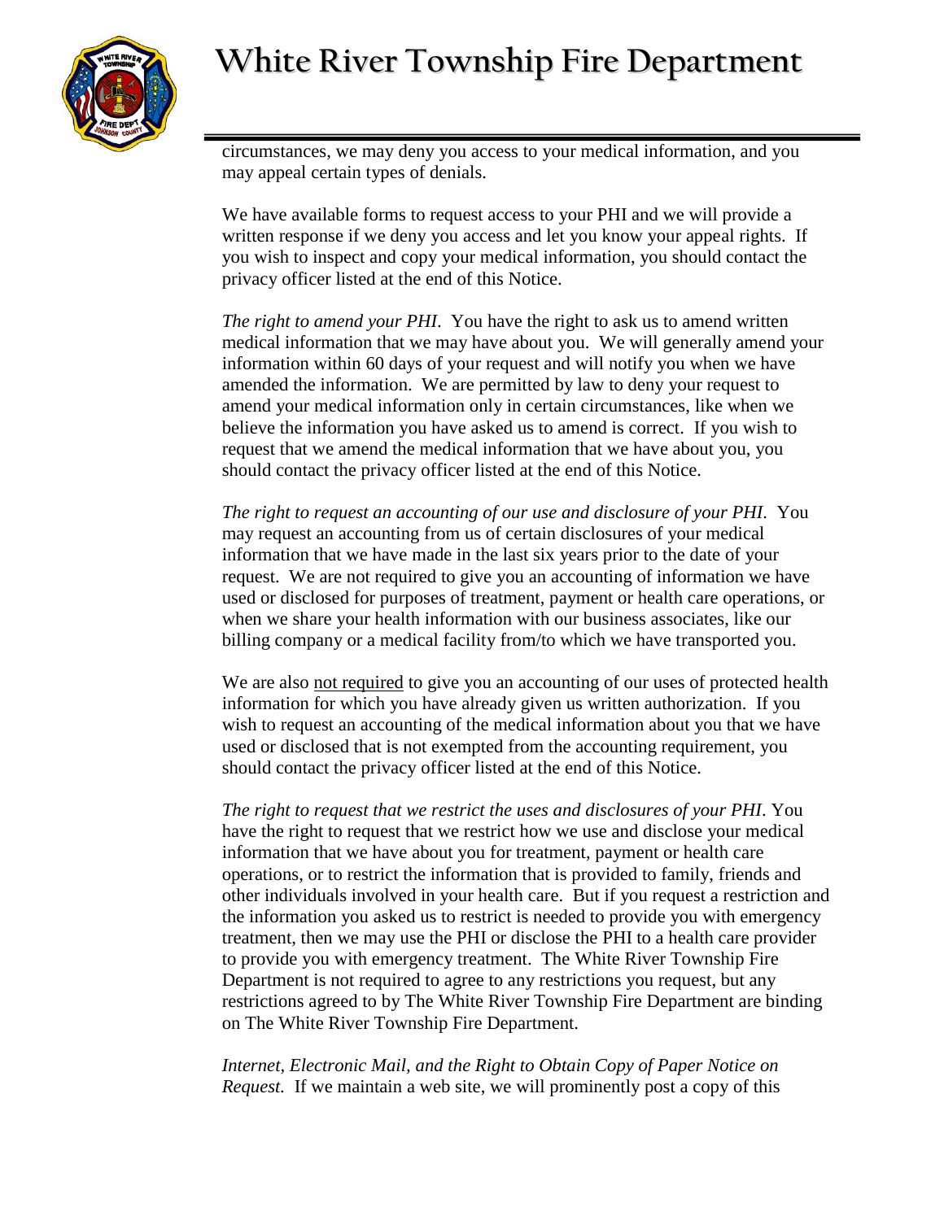circumstances, we may deny you access to your medical information, and you may appeal certain types of denials.

We have available forms to request access to your PHI and we will provide a written response if we deny you access and let you know your appeal rights. If you wish to inspect and copy your medical information, you should contact the privacy officer listed at the end of this Notice.

*The right to amend your PHI.* You have the right to ask us to amend written medical information that we may have about you. We will generally amend your information within 60 days of your request and will notify you when we have amended the information. We are permitted by law to deny your request to amend your medical information only in certain circumstances, like when we believe the information you have asked us to amend is correct. If you wish to request that we amend the medical information that we have about you, you should contact the privacy officer listed at the end of this Notice.

*The right to request an accounting of our use and disclosure of your PHI.* You may request an accounting from us of certain disclosures of your medical information that we have made in the last six years prior to the date of your request. We are not required to give you an accounting of information we have used or disclosed for purposes of treatment, payment or health care operations, or when we share your health information with our business associates, like our billing company or a medical facility from/to which we have transported you.

We are also <u>not required</u> to give you an accounting of our uses of protected health information for which you have already given us written authorization. If you wish to request an accounting of the medical information about you that we have used or disclosed that is not exempted from the accounting requirement, you should contact the privacy officer listed at the end of this Notice.

*The right to request that we restrict the uses and disclosures of your PHI.* You have the right to request that we restrict how we use and disclose your medical information that we have about you for treatment, payment or health care operations, or to restrict the information that is provided to family, friends and other individuals involved in your health care. But if you request a restriction and the information you asked us to restrict is needed to provide you with emergency treatment, then we may use the PHI or disclose the PHI to a health care provider to provide you with emergency treatment. The White River Township Fire Department is not required to agree to any restrictions you request, but any restrictions agreed to by The White River Township Fire Department are binding on The White River Township Fire Department.

*Internet, Electronic Mail, and the Right to Obtain Copy of Paper Notice on Request.* If we maintain a web site, we will prominently post a copy of this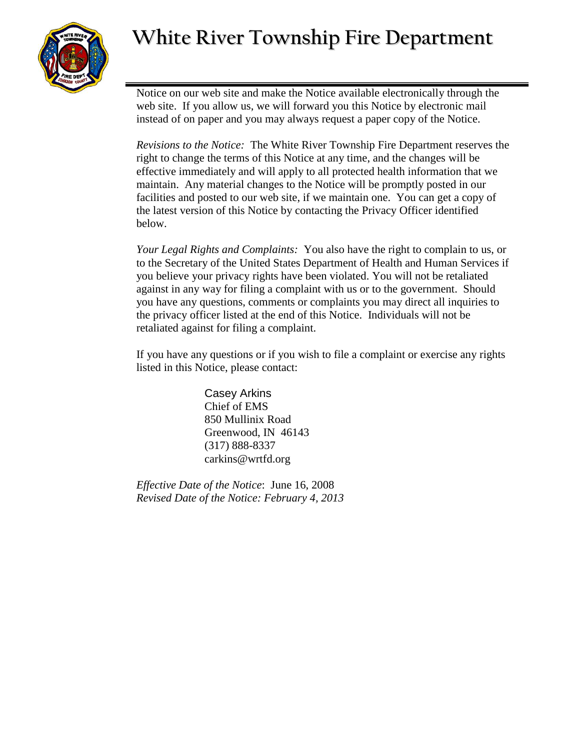Notice on our web site and make the Notice available electronically through the web site. If you allow us, we will forward you this Notice by electronic mail instead of on paper and you may always request a paper copy of the Notice.

*Revisions to the Notice:* The White River Township Fire Department reserves the right to change the terms of this Notice at any time, and the changes will be effective immediately and will apply to all protected health information that we maintain. Any material changes to the Notice will be promptly posted in our facilities and posted to our web site, if we maintain one. You can get a copy of the latest version of this Notice by contacting the Privacy Officer identified below.

*Your Legal Rights and Complaints:* You also have the right to complain to us, or to the Secretary of the United States Department of Health and Human Services if you believe your privacy rights have been violated. You will not be retaliated against in any way for filing a complaint with us or to the government. Should you have any questions, comments or complaints you may direct all inquiries to the privacy officer listed at the end of this Notice. Individuals will not be retaliated against for filing a complaint.

If you have any questions or if you wish to file a complaint or exercise any rights listed in this Notice, please contact:

Casey Arkins
Chief of EMS
850 Mullinix Road
Greenwood, IN 46143
(317) 888-8337
carkins@wrtfd.org

*Effective Date of the Notice*: June 16, 2008
*Revised Date of the Notice: February 4, 2013*